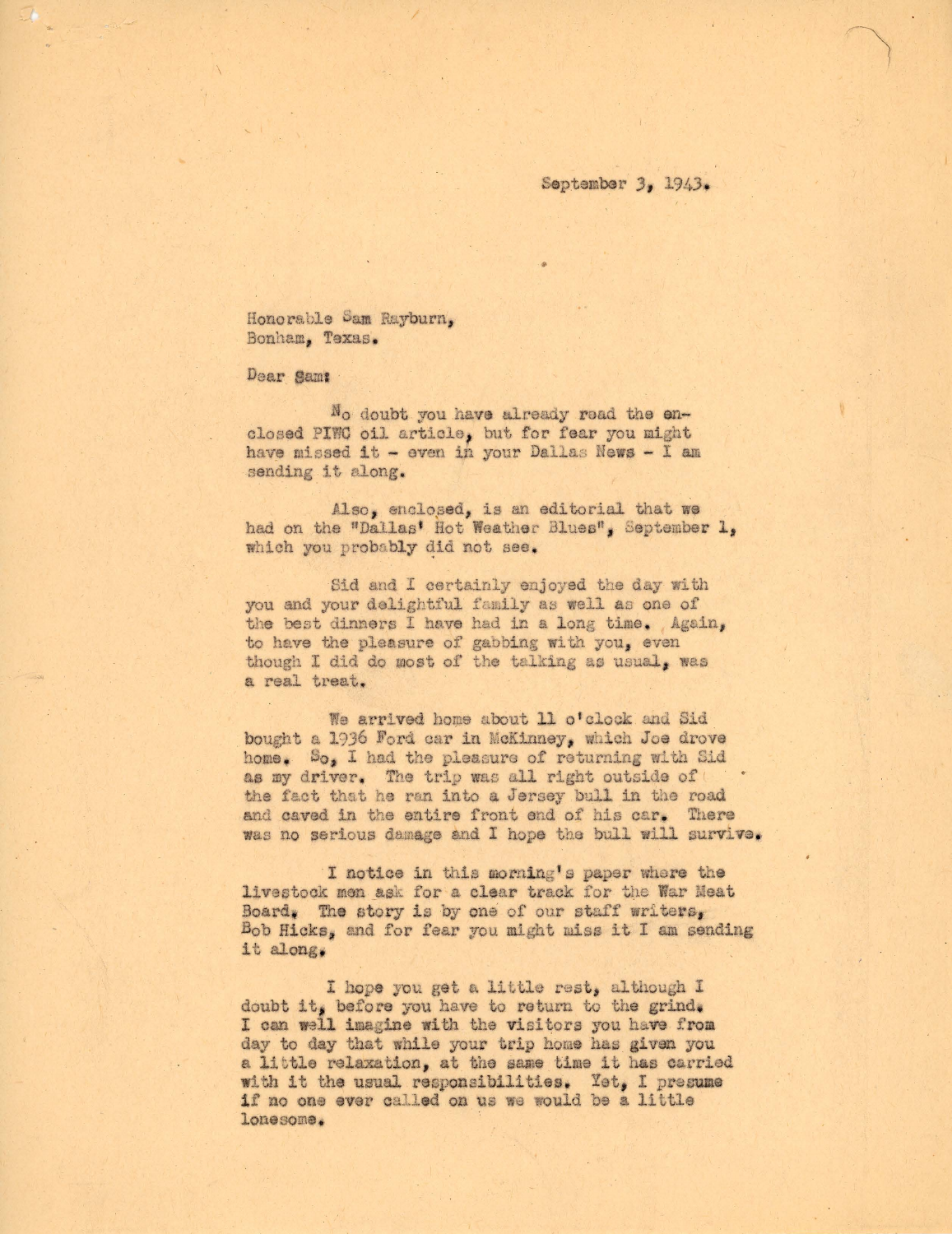September 3, 1943.

Honorable Sam Rayburn,
Bonham, Texas.

Dear Sam:

No doubt you have already read the enclosed PIWC oil article, but for fear you might have missed it - even in your Dallas News - I am sending it along.

Also, enclosed, is an editorial that we had on the "Dallas' Hot Weather Blues", September 1, which you probably did not see.

Sid and I certainly enjoyed the day with you and your delightful family as well as one of the best dinners I have had in a long time. Again, to have the pleasure of gabbing with you, even though I did do most of the talking as usual, was a real treat.

We arrived home about 11 o'clock and Sid bought a 1936 Ford car in McKinney, which Joe drove home. So, I had the pleasure of returning with Sid as my driver. The trip was all right outside of the fact that he ran into a Jersey bull in the road and caved in the entire front end of his car. There was no serious damage and I hope the bull will survive.

I notice in this morning's paper where the livestock men ask for a clear track for the War Meat Board. The story is by one of our staff writers, Bob Hicks, and for fear you might miss it I am sending it along.

I hope you get a little rest, although I doubt it, before you have to return to the grind. I can well imagine with the visitors you have from day to day that while your trip home has given you a little relaxation, at the same time it has carried with it the usual responsibilities. Yet, I presume if no one ever called on us we would be a little lonesome.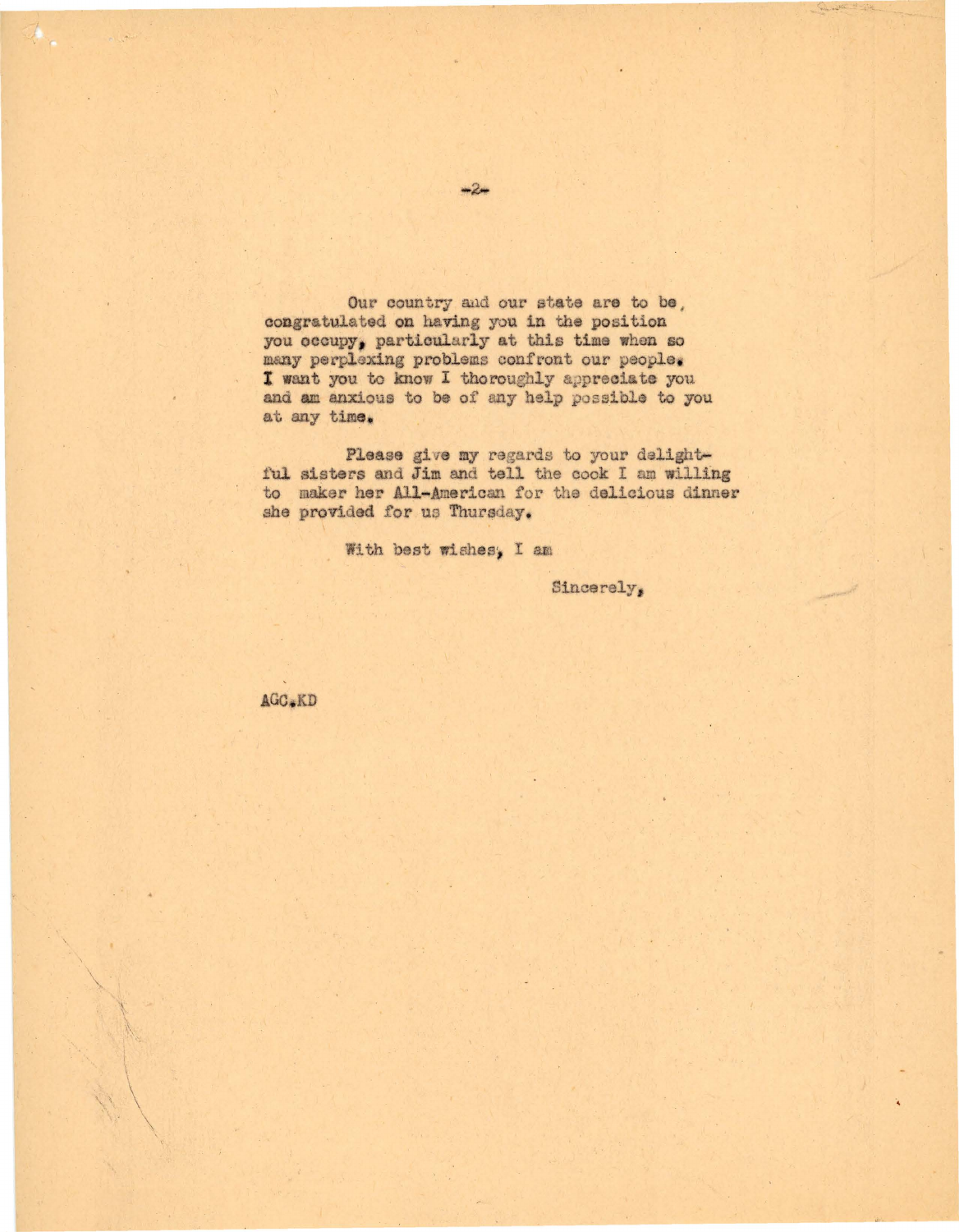Our country and our state are to be, congratulated on having you in the position you occupy, particularly at this time when so many perplexing problems confront our people. I want you to know I thoroughly appreciate you and am anxious to be of any help possible to you at any time.

Please give my regards to your delightful sisters and Jim and tell the cook I am willing to maker her All-American for the delicious dinner she provided for us Thursday.

With best wishes, I am

Sincerely,

AGC.KD